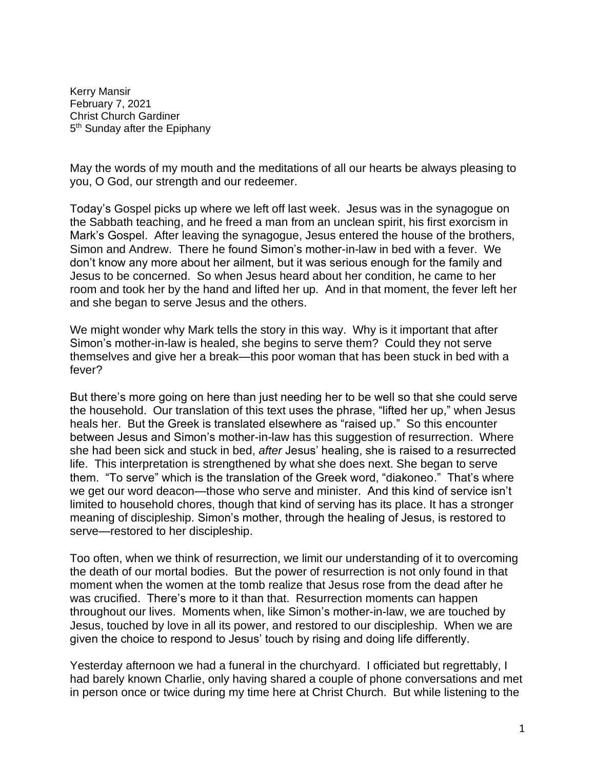Kerry Mansir
February 7, 2021
Christ Church Gardiner
5th Sunday after the Epiphany

May the words of my mouth and the meditations of all our hearts be always pleasing to you, O God, our strength and our redeemer.

Today's Gospel picks up where we left off last week. Jesus was in the synagogue on the Sabbath teaching, and he freed a man from an unclean spirit, his first exorcism in Mark's Gospel. After leaving the synagogue, Jesus entered the house of the brothers, Simon and Andrew. There he found Simon's mother-in-law in bed with a fever. We don't know any more about her ailment, but it was serious enough for the family and Jesus to be concerned. So when Jesus heard about her condition, he came to her room and took her by the hand and lifted her up. And in that moment, the fever left her and she began to serve Jesus and the others.

We might wonder why Mark tells the story in this way. Why is it important that after Simon's mother-in-law is healed, she begins to serve them? Could they not serve themselves and give her a break—this poor woman that has been stuck in bed with a fever?

But there's more going on here than just needing her to be well so that she could serve the household. Our translation of this text uses the phrase, "lifted her up," when Jesus heals her. But the Greek is translated elsewhere as "raised up." So this encounter between Jesus and Simon's mother-in-law has this suggestion of resurrection. Where she had been sick and stuck in bed, *after* Jesus' healing, she is raised to a resurrected life. This interpretation is strengthened by what she does next. She began to serve them. "To serve" which is the translation of the Greek word, "diakoneo." That's where we get our word deacon—those who serve and minister. And this kind of service isn't limited to household chores, though that kind of serving has its place. It has a stronger meaning of discipleship. Simon's mother, through the healing of Jesus, is restored to serve—restored to her discipleship.

Too often, when we think of resurrection, we limit our understanding of it to overcoming the death of our mortal bodies. But the power of resurrection is not only found in that moment when the women at the tomb realize that Jesus rose from the dead after he was crucified. There's more to it than that. Resurrection moments can happen throughout our lives. Moments when, like Simon's mother-in-law, we are touched by Jesus, touched by love in all its power, and restored to our discipleship. When we are given the choice to respond to Jesus' touch by rising and doing life differently.

Yesterday afternoon we had a funeral in the churchyard. I officiated but regrettably, I had barely known Charlie, only having shared a couple of phone conversations and met in person once or twice during my time here at Christ Church. But while listening to the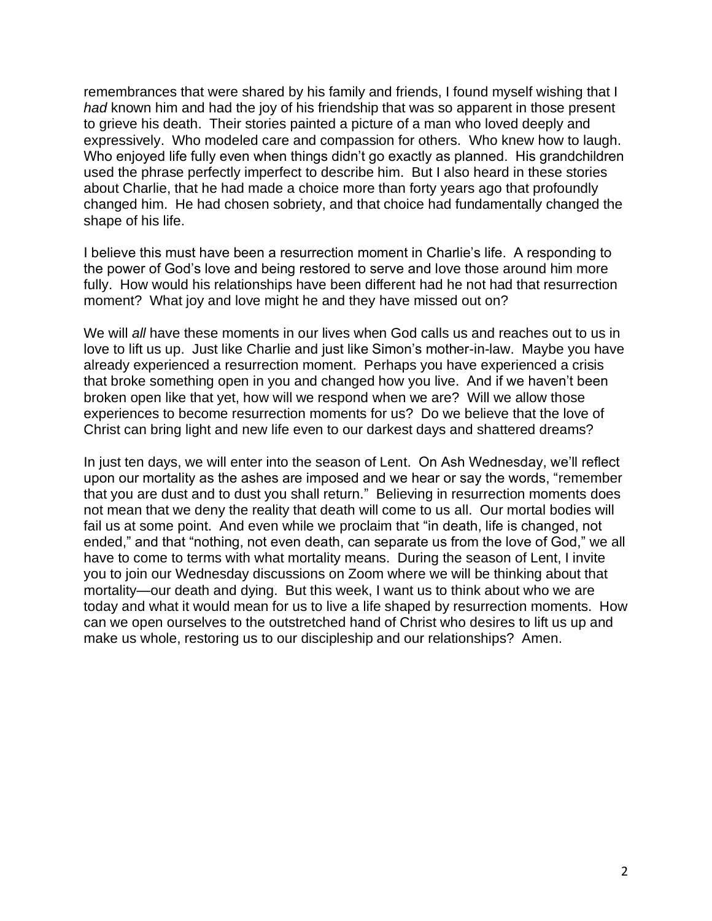remembrances that were shared by his family and friends, I found myself wishing that I *had* known him and had the joy of his friendship that was so apparent in those present to grieve his death. Their stories painted a picture of a man who loved deeply and expressively. Who modeled care and compassion for others. Who knew how to laugh. Who enjoyed life fully even when things didn't go exactly as planned. His grandchildren used the phrase perfectly imperfect to describe him. But I also heard in these stories about Charlie, that he had made a choice more than forty years ago that profoundly changed him. He had chosen sobriety, and that choice had fundamentally changed the shape of his life.

I believe this must have been a resurrection moment in Charlie's life. A responding to the power of God's love and being restored to serve and love those around him more fully. How would his relationships have been different had he not had that resurrection moment? What joy and love might he and they have missed out on?

We will *all* have these moments in our lives when God calls us and reaches out to us in love to lift us up. Just like Charlie and just like Simon's mother-in-law. Maybe you have already experienced a resurrection moment. Perhaps you have experienced a crisis that broke something open in you and changed how you live. And if we haven't been broken open like that yet, how will we respond when we are? Will we allow those experiences to become resurrection moments for us? Do we believe that the love of Christ can bring light and new life even to our darkest days and shattered dreams?

In just ten days, we will enter into the season of Lent. On Ash Wednesday, we'll reflect upon our mortality as the ashes are imposed and we hear or say the words, "remember that you are dust and to dust you shall return." Believing in resurrection moments does not mean that we deny the reality that death will come to us all. Our mortal bodies will fail us at some point. And even while we proclaim that "in death, life is changed, not ended," and that "nothing, not even death, can separate us from the love of God," we all have to come to terms with what mortality means. During the season of Lent, I invite you to join our Wednesday discussions on Zoom where we will be thinking about that mortality—our death and dying. But this week, I want us to think about who we are today and what it would mean for us to live a life shaped by resurrection moments. How can we open ourselves to the outstretched hand of Christ who desires to lift us up and make us whole, restoring us to our discipleship and our relationships? Amen.